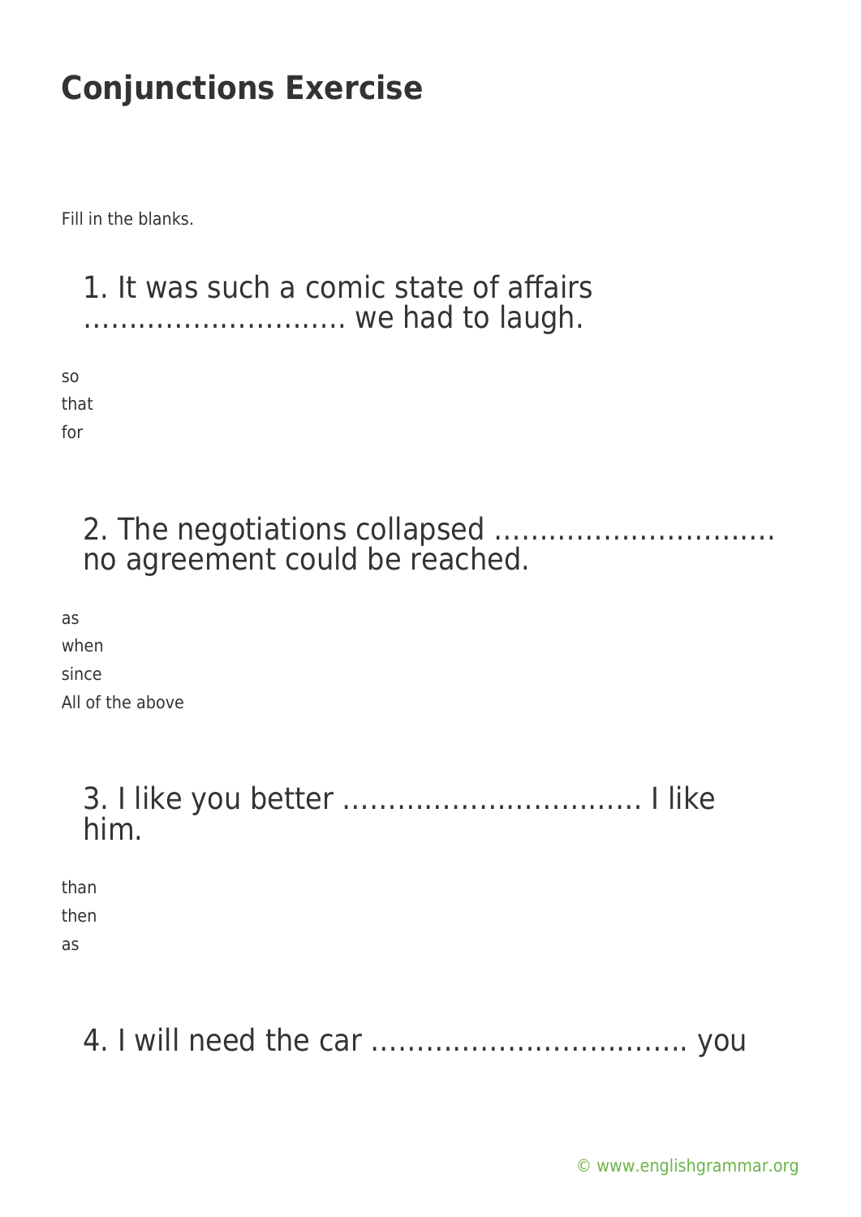# Conjunctions Exercise

Fill in the blanks.

## 1. It was such a comic state of affairs ……………………….. we had to laugh.

so
that
for

## 2. The negotiations collapsed …………………………. no agreement could be reached.

as
when
since
All of the above

## 3. I like you better …………………………… I like him.

than
then
as

## 4. I will need the car …………………………….. you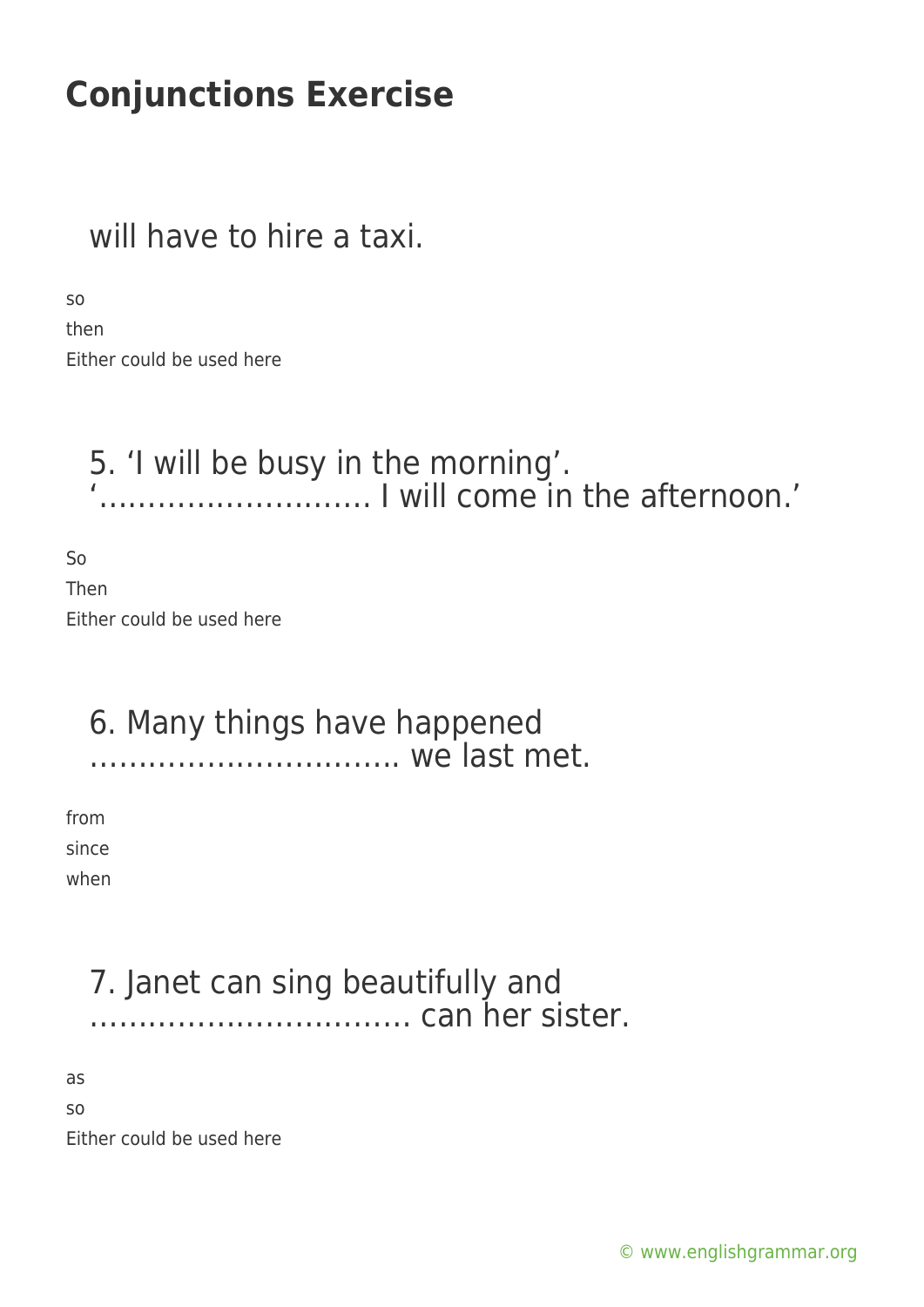will have to hire a taxi.

so
then
Either could be used here

5. 'I will be busy in the morning'. '……………………… I will come in the afternoon.'

So
Then
Either could be used here

6. Many things have happened ………………………….. we last met.

from
since
when

7. Janet can sing beautifully and …………………………… can her sister.

as
so
Either could be used here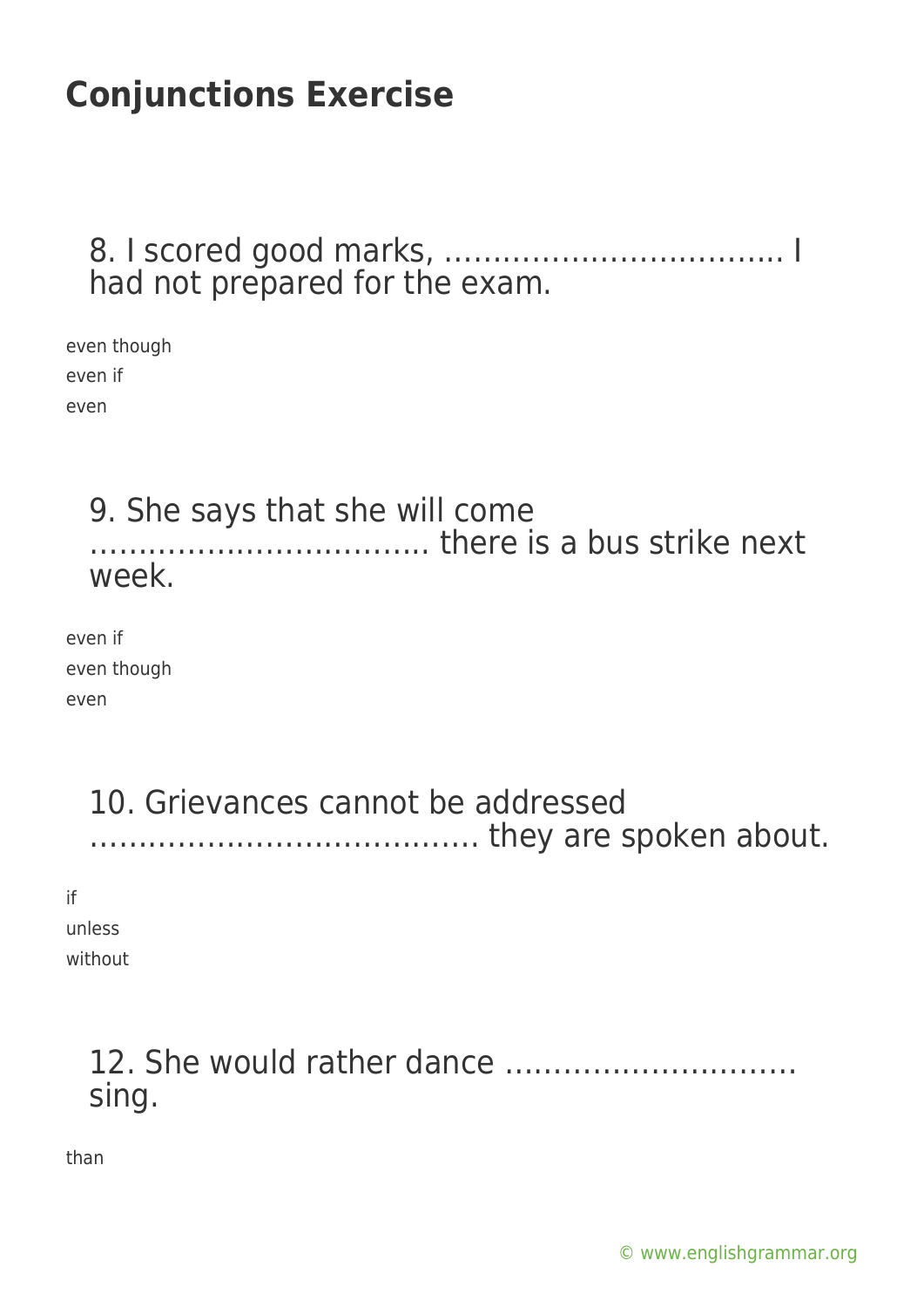# Conjunctions Exercise

8. I scored good marks, ……………………………. I had not prepared for the exam.

even though
even if
even

9. She says that she will come ……………………………. there is a bus strike next week.

even if
even though
even

10. Grievances cannot be addressed …………………………………. they are spoken about.

if
unless
without

12. She would rather dance ……………………….. sing.

than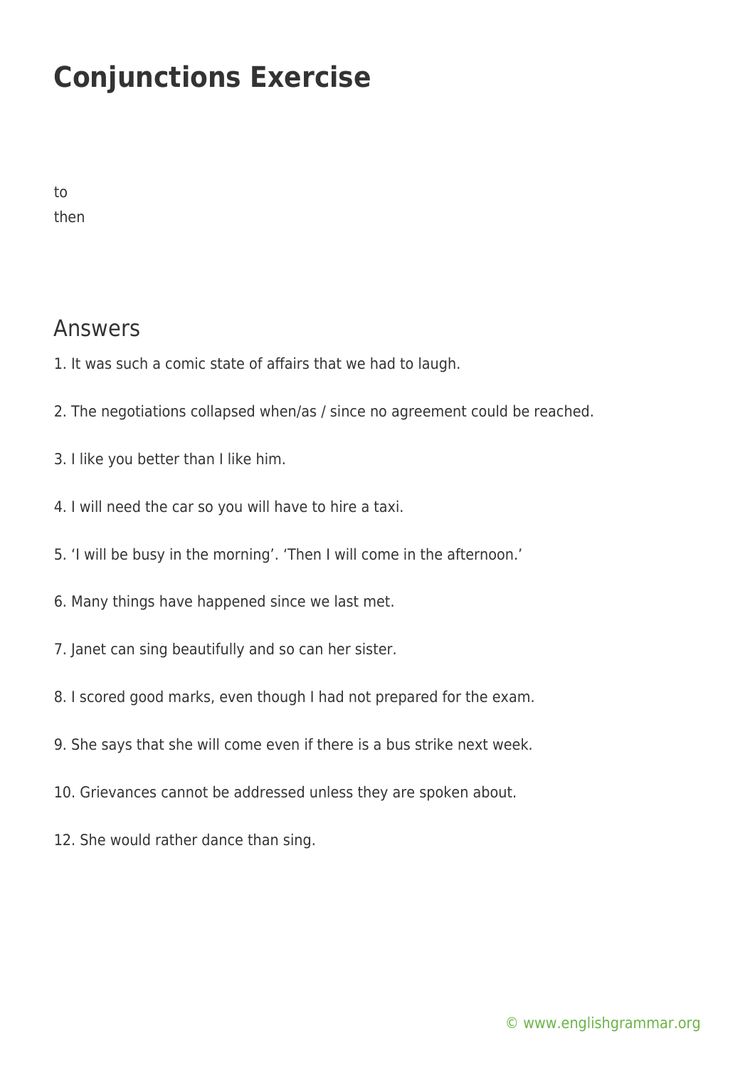# Conjunctions Exercise

to
then

## Answers

1. It was such a comic state of affairs that we had to laugh.

2. The negotiations collapsed when/as / since no agreement could be reached.

3. I like you better than I like him.

4. I will need the car so you will have to hire a taxi.

5. 'I will be busy in the morning'. 'Then I will come in the afternoon.'

6. Many things have happened since we last met.

7. Janet can sing beautifully and so can her sister.

8. I scored good marks, even though I had not prepared for the exam.

9. She says that she will come even if there is a bus strike next week.

10. Grievances cannot be addressed unless they are spoken about.

12. She would rather dance than sing.

© www.englishgrammar.org